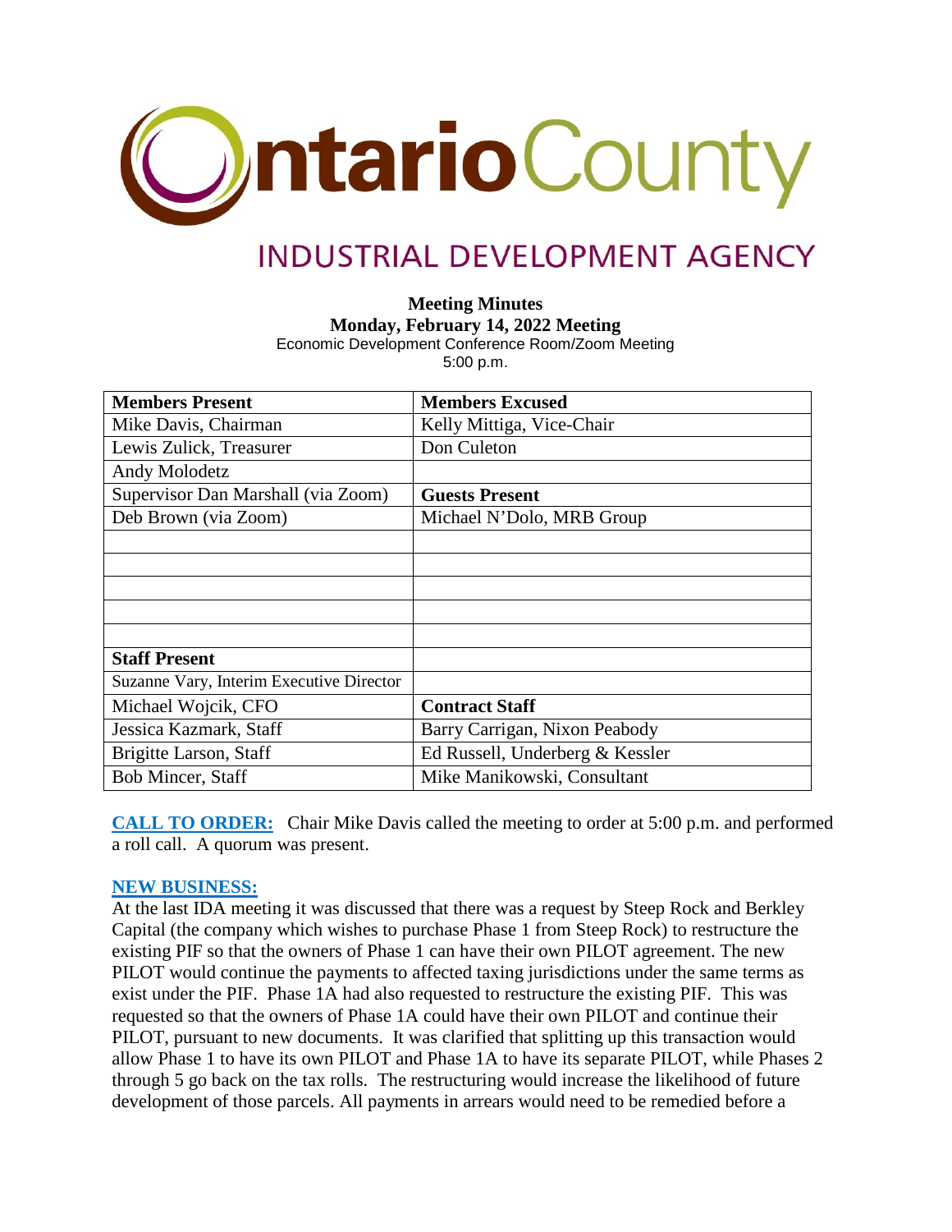# Ontario County

## INDUSTRIAL DEVELOPMENT AGENCY

**Meeting Minutes**
**Monday, February 14, 2022 Meeting**
Economic Development Conference Room/Zoom Meeting
5:00 p.m.

| Members Present | Members Excused |
|---|---|
| Mike Davis, Chairman | Kelly Mittiga, Vice-Chair |
| Lewis Zulick, Treasurer | Don Culeton |
| Andy Molodetz | |
| Supervisor Dan Marshall (via Zoom) | **Guests Present** |
| Deb Brown (via Zoom) | Michael N'Dolo, MRB Group |
| | |
| | |
| | |
| | |
| | |
| **Staff Present** | |
| Suzanne Vary, Interim Executive Director | |
| Michael Wojcik, CFO | **Contract Staff** |
| Jessica Kazmark, Staff | Barry Carrigan, Nixon Peabody |
| Brigitte Larson, Staff | Ed Russell, Underberg & Kessler |
| Bob Mincer, Staff | Mike Manikowski, Consultant |

**CALL TO ORDER:** Chair Mike Davis called the meeting to order at 5:00 p.m. and performed a roll call. A quorum was present.

**NEW BUSINESS:**

At the last IDA meeting it was discussed that there was a request by Steep Rock and Berkley Capital (the company which wishes to purchase Phase 1 from Steep Rock) to restructure the existing PIF so that the owners of Phase 1 can have their own PILOT agreement. The new PILOT would continue the payments to affected taxing jurisdictions under the same terms as exist under the PIF. Phase 1A had also requested to restructure the existing PIF. This was requested so that the owners of Phase 1A could have their own PILOT and continue their PILOT, pursuant to new documents. It was clarified that splitting up this transaction would allow Phase 1 to have its own PILOT and Phase 1A to have its separate PILOT, while Phases 2 through 5 go back on the tax rolls. The restructuring would increase the likelihood of future development of those parcels. All payments in arrears would need to be remedied before a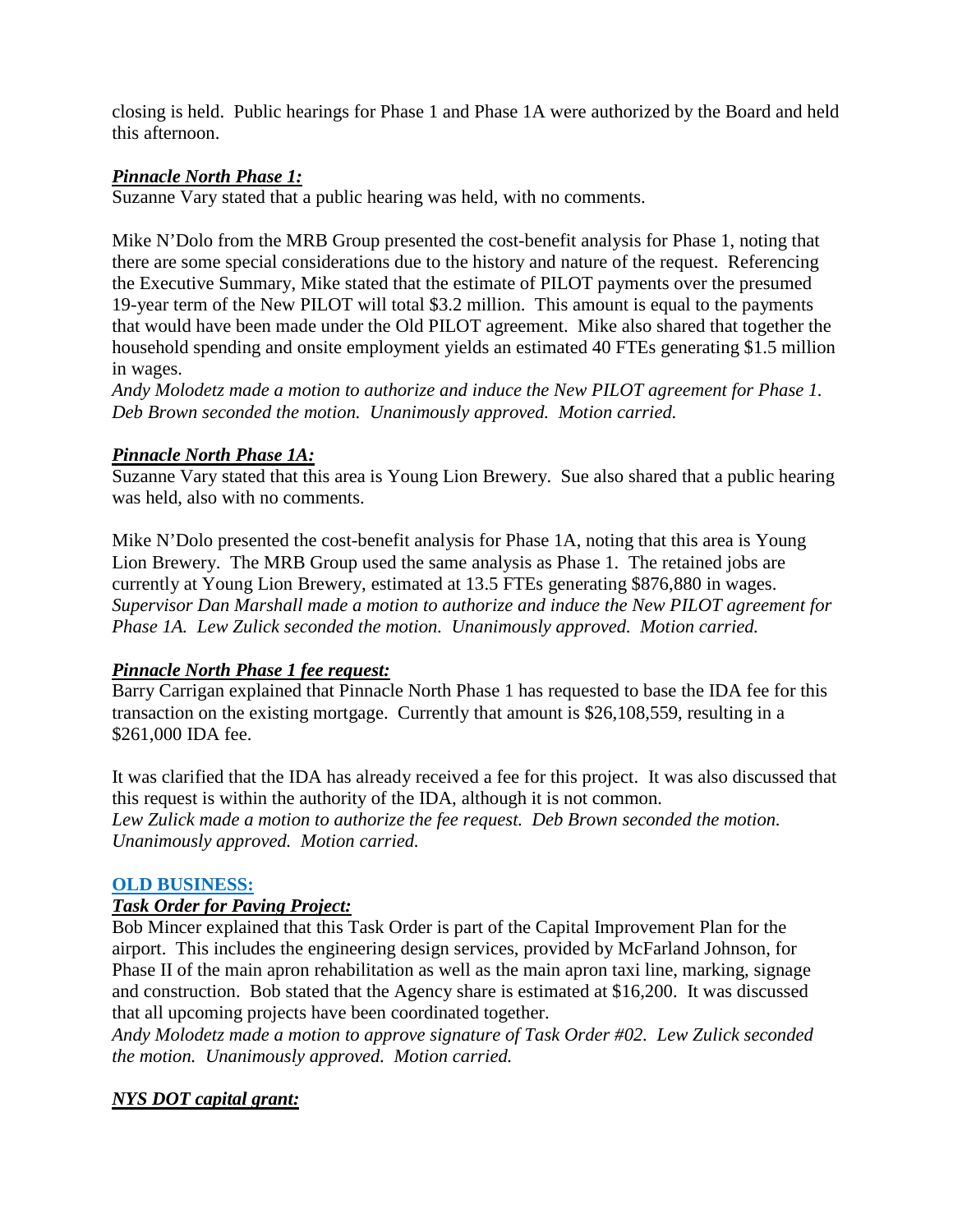closing is held. Public hearings for Phase 1 and Phase 1A were authorized by the Board and held this afternoon.

***Pinnacle North Phase 1:***

Suzanne Vary stated that a public hearing was held, with no comments.

Mike N'Dolo from the MRB Group presented the cost-benefit analysis for Phase 1, noting that there are some special considerations due to the history and nature of the request. Referencing the Executive Summary, Mike stated that the estimate of PILOT payments over the presumed 19-year term of the New PILOT will total $3.2 million. This amount is equal to the payments that would have been made under the Old PILOT agreement. Mike also shared that together the household spending and onsite employment yields an estimated 40 FTEs generating $1.5 million in wages.

*Andy Molodetz made a motion to authorize and induce the New PILOT agreement for Phase 1. Deb Brown seconded the motion. Unanimously approved. Motion carried.*

***Pinnacle North Phase 1A:***

Suzanne Vary stated that this area is Young Lion Brewery. Sue also shared that a public hearing was held, also with no comments.

Mike N'Dolo presented the cost-benefit analysis for Phase 1A, noting that this area is Young Lion Brewery. The MRB Group used the same analysis as Phase 1. The retained jobs are currently at Young Lion Brewery, estimated at 13.5 FTEs generating $876,880 in wages.

*Supervisor Dan Marshall made a motion to authorize and induce the New PILOT agreement for Phase 1A. Lew Zulick seconded the motion. Unanimously approved. Motion carried.*

***Pinnacle North Phase 1 fee request:***

Barry Carrigan explained that Pinnacle North Phase 1 has requested to base the IDA fee for this transaction on the existing mortgage. Currently that amount is $26,108,559, resulting in a $261,000 IDA fee.

It was clarified that the IDA has already received a fee for this project. It was also discussed that this request is within the authority of the IDA, although it is not common.

*Lew Zulick made a motion to authorize the fee request. Deb Brown seconded the motion. Unanimously approved. Motion carried.*

## OLD BUSINESS:

***Task Order for Paving Project:***

Bob Mincer explained that this Task Order is part of the Capital Improvement Plan for the airport. This includes the engineering design services, provided by McFarland Johnson, for Phase II of the main apron rehabilitation as well as the main apron taxi line, marking, signage and construction. Bob stated that the Agency share is estimated at $16,200. It was discussed that all upcoming projects have been coordinated together.

*Andy Molodetz made a motion to approve signature of Task Order #02. Lew Zulick seconded the motion. Unanimously approved. Motion carried.*

***NYS DOT capital grant:***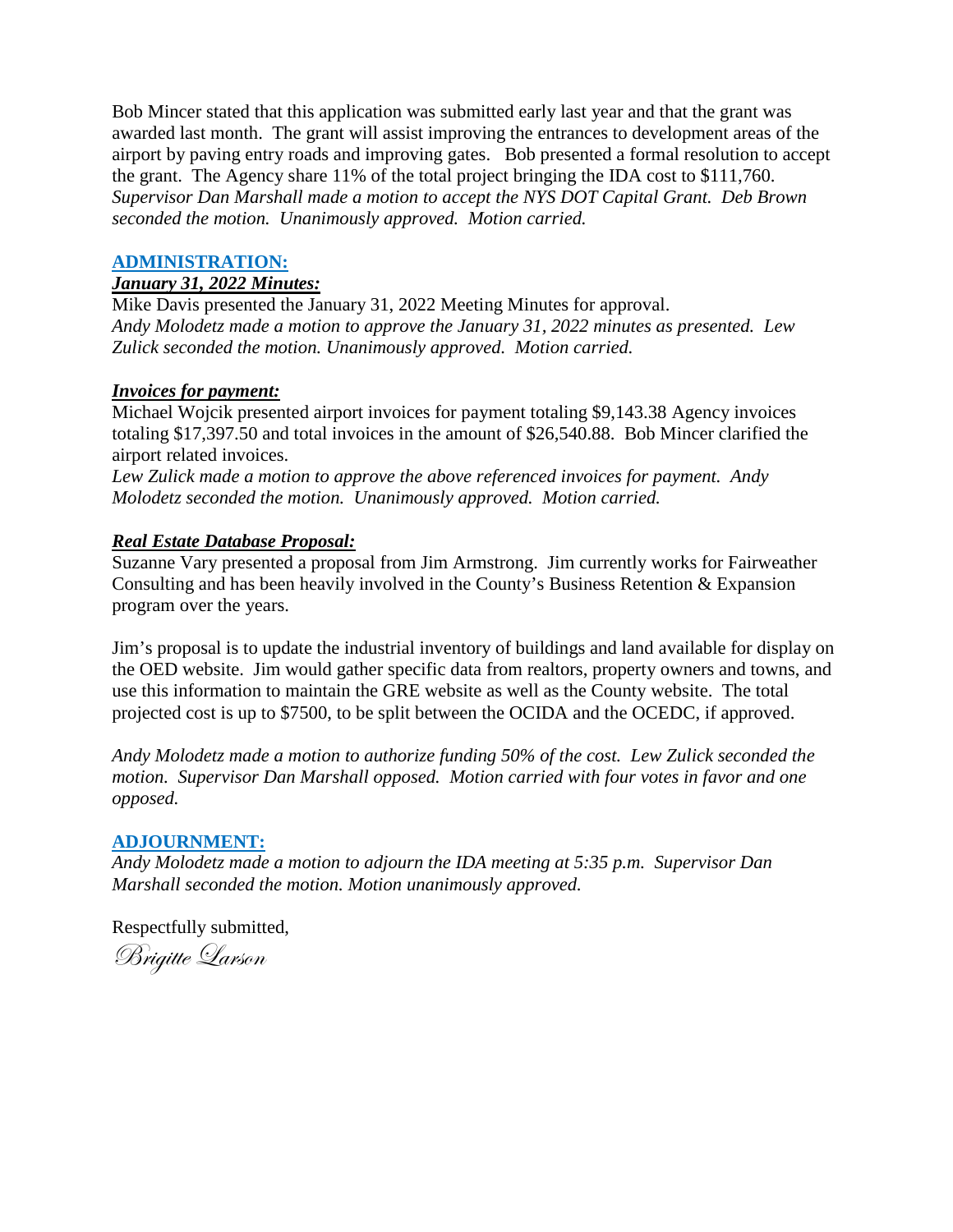Bob Mincer stated that this application was submitted early last year and that the grant was awarded last month. The grant will assist improving the entrances to development areas of the airport by paving entry roads and improving gates. Bob presented a formal resolution to accept the grant. The Agency share 11% of the total project bringing the IDA cost to $111,760. *Supervisor Dan Marshall made a motion to accept the NYS DOT Capital Grant. Deb Brown seconded the motion. Unanimously approved. Motion carried.*

## ADMINISTRATION:

### *January 31, 2022 Minutes:*

Mike Davis presented the January 31, 2022 Meeting Minutes for approval.
*Andy Molodetz made a motion to approve the January 31, 2022 minutes as presented. Lew Zulick seconded the motion. Unanimously approved. Motion carried.*

### *Invoices for payment:*

Michael Wojcik presented airport invoices for payment totaling $9,143.38 Agency invoices totaling $17,397.50 and total invoices in the amount of $26,540.88. Bob Mincer clarified the airport related invoices.
*Lew Zulick made a motion to approve the above referenced invoices for payment. Andy Molodetz seconded the motion. Unanimously approved. Motion carried.*

### *Real Estate Database Proposal:*

Suzanne Vary presented a proposal from Jim Armstrong. Jim currently works for Fairweather Consulting and has been heavily involved in the County's Business Retention & Expansion program over the years.

Jim's proposal is to update the industrial inventory of buildings and land available for display on the OED website. Jim would gather specific data from realtors, property owners and towns, and use this information to maintain the GRE website as well as the County website. The total projected cost is up to $7500, to be split between the OCIDA and the OCEDC, if approved.

*Andy Molodetz made a motion to authorize funding 50% of the cost. Lew Zulick seconded the motion. Supervisor Dan Marshall opposed. Motion carried with four votes in favor and one opposed.*

## ADJOURNMENT:

*Andy Molodetz made a motion to adjourn the IDA meeting at 5:35 p.m. Supervisor Dan Marshall seconded the motion. Motion unanimously approved.*

Respectfully submitted,

*Brigitte Larson*